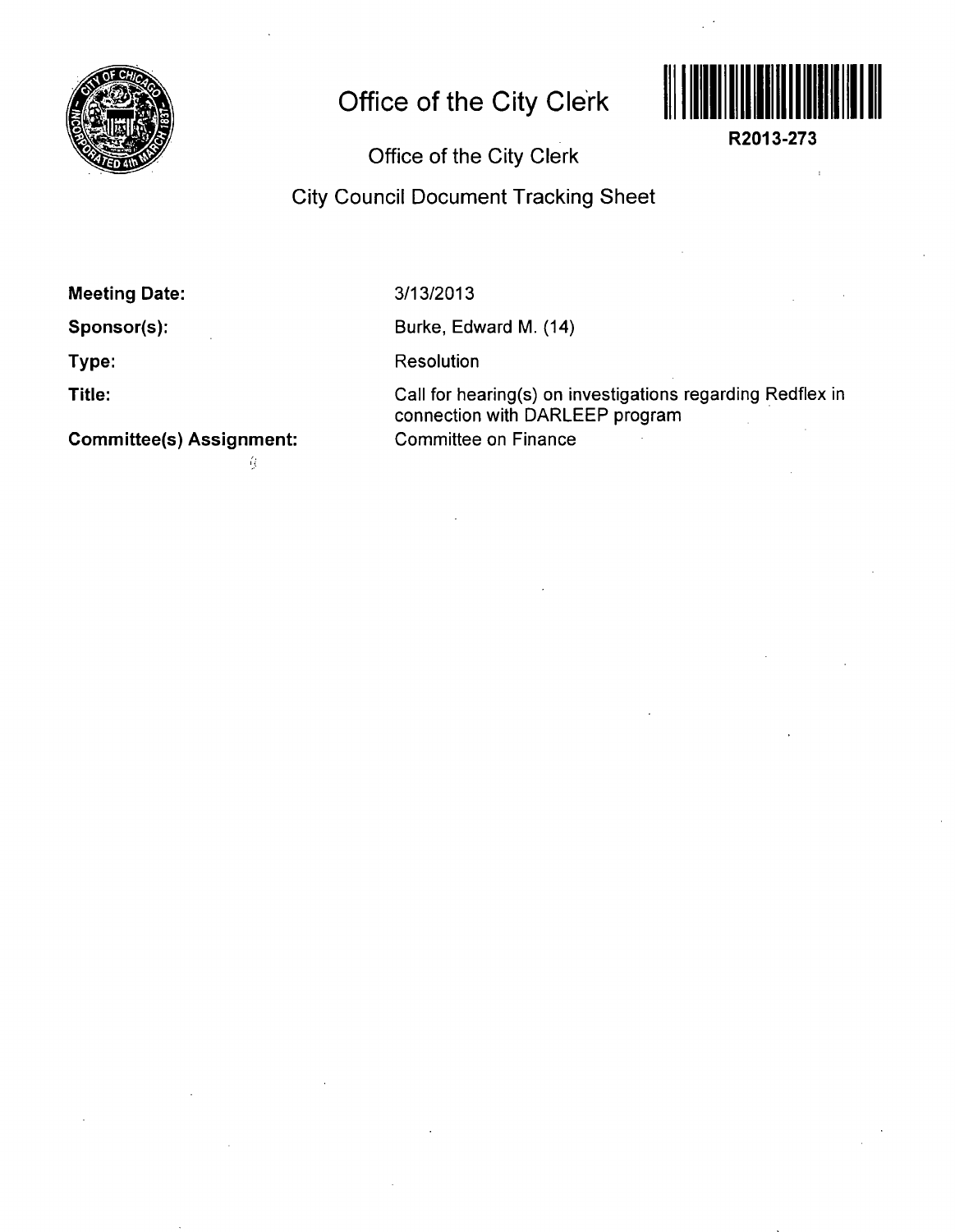# Office of the City Clerk

R2013-273

## Office of the City Clerk

## City Council Document Tracking Sheet

**Meeting Date:** 3/13/2013

**Sponsor(s):** Burke, Edward M. (14)

**Type:** Resolution

**Title:** Call for hearing(s) on investigations regarding Redflex in connection with DARLEEP program

**Committee(s) Assignment:** Committee on Finance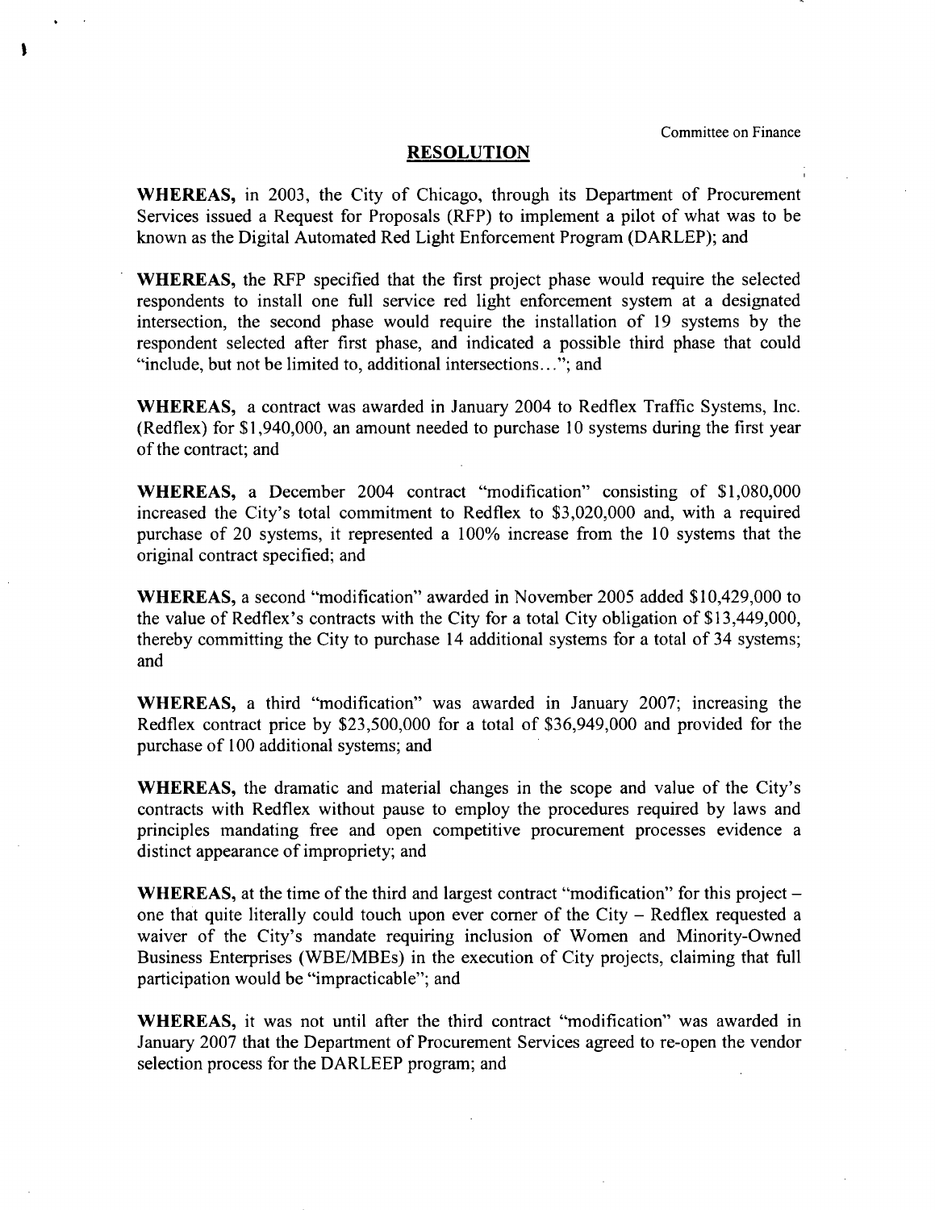Committee on Finance

# RESOLUTION

**WHEREAS,** in 2003, the City of Chicago, through its Department of Procurement Services issued a Request for Proposals (RFP) to implement a pilot of what was to be known as the Digital Automated Red Light Enforcement Program (DARLEP); and

**WHEREAS,** the RFP specified that the first project phase would require the selected respondents to install one full service red light enforcement system at a designated intersection, the second phase would require the installation of 19 systems by the respondent selected after first phase, and indicated a possible third phase that could "include, but not be limited to, additional intersections…"; and

**WHEREAS,** a contract was awarded in January 2004 to Redflex Traffic Systems, Inc. (Redflex) for $1,940,000, an amount needed to purchase 10 systems during the first year of the contract; and

**WHEREAS,** a December 2004 contract "modification" consisting of $1,080,000 increased the City's total commitment to Redflex to $3,020,000 and, with a required purchase of 20 systems, it represented a 100% increase from the 10 systems that the original contract specified; and

**WHEREAS,** a second "modification" awarded in November 2005 added $10,429,000 to the value of Redflex's contracts with the City for a total City obligation of $13,449,000, thereby committing the City to purchase 14 additional systems for a total of 34 systems; and

**WHEREAS,** a third "modification" was awarded in January 2007; increasing the Redflex contract price by $23,500,000 for a total of $36,949,000 and provided for the purchase of 100 additional systems; and

**WHEREAS,** the dramatic and material changes in the scope and value of the City's contracts with Redflex without pause to employ the procedures required by laws and principles mandating free and open competitive procurement processes evidence a distinct appearance of impropriety; and

**WHEREAS,** at the time of the third and largest contract "modification" for this project – one that quite literally could touch upon ever corner of the City – Redflex requested a waiver of the City's mandate requiring inclusion of Women and Minority-Owned Business Enterprises (WBE/MBEs) in the execution of City projects, claiming that full participation would be "impracticable"; and

**WHEREAS,** it was not until after the third contract "modification" was awarded in January 2007 that the Department of Procurement Services agreed to re-open the vendor selection process for the DARLEEP program; and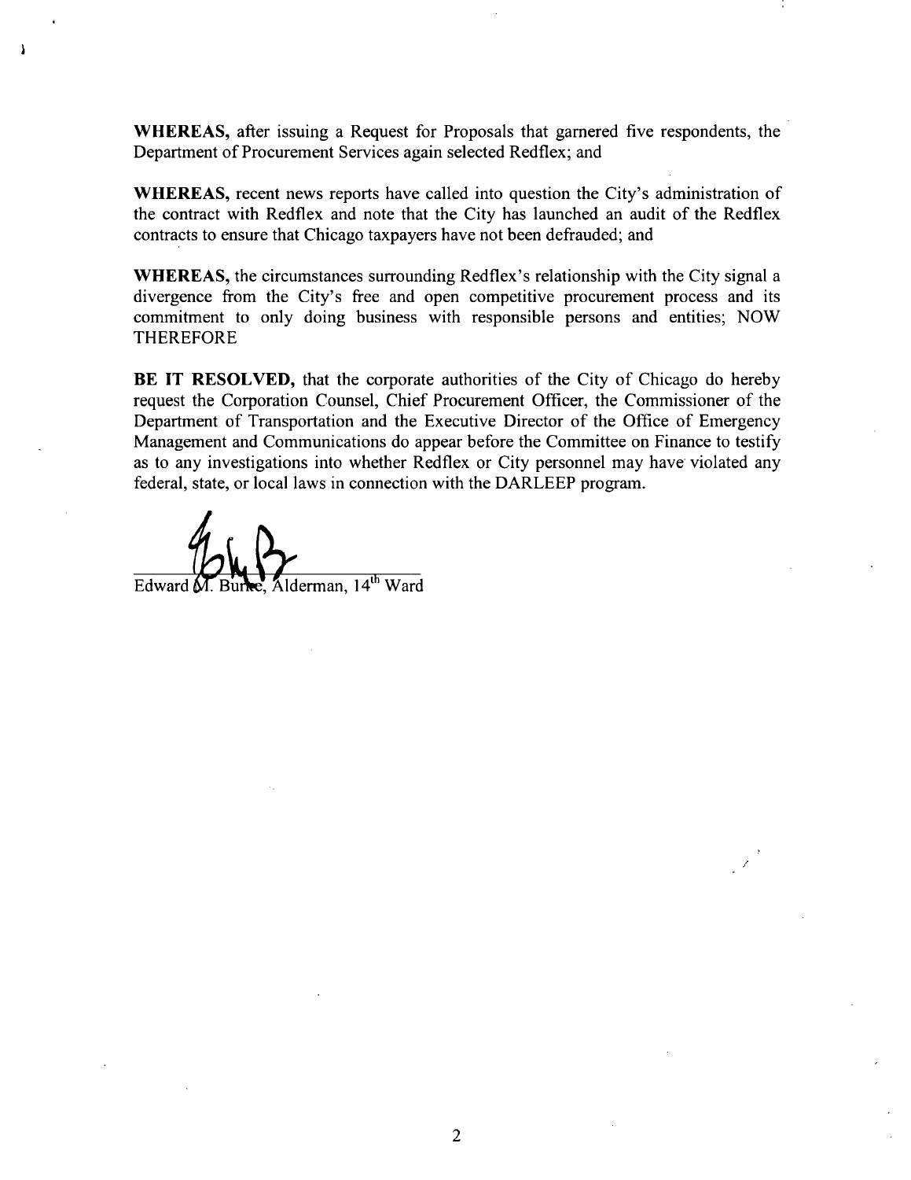**WHEREAS,** after issuing a Request for Proposals that garnered five respondents, the Department of Procurement Services again selected Redflex; and

**WHEREAS,** recent news reports have called into question the City's administration of the contract with Redflex and note that the City has launched an audit of the Redflex contracts to ensure that Chicago taxpayers have not been defrauded; and

**WHEREAS,** the circumstances surrounding Redflex's relationship with the City signal a divergence from the City's free and open competitive procurement process and its commitment to only doing business with responsible persons and entities; NOW THEREFORE

**BE IT RESOLVED,** that the corporate authorities of the City of Chicago do hereby request the Corporation Counsel, Chief Procurement Officer, the Commissioner of the Department of Transportation and the Executive Director of the Office of Emergency Management and Communications do appear before the Committee on Finance to testify as to any investigations into whether Redflex or City personnel may have violated any federal, state, or local laws in connection with the DARLEEP program.

Edward M. Burke, Alderman, 14th Ward